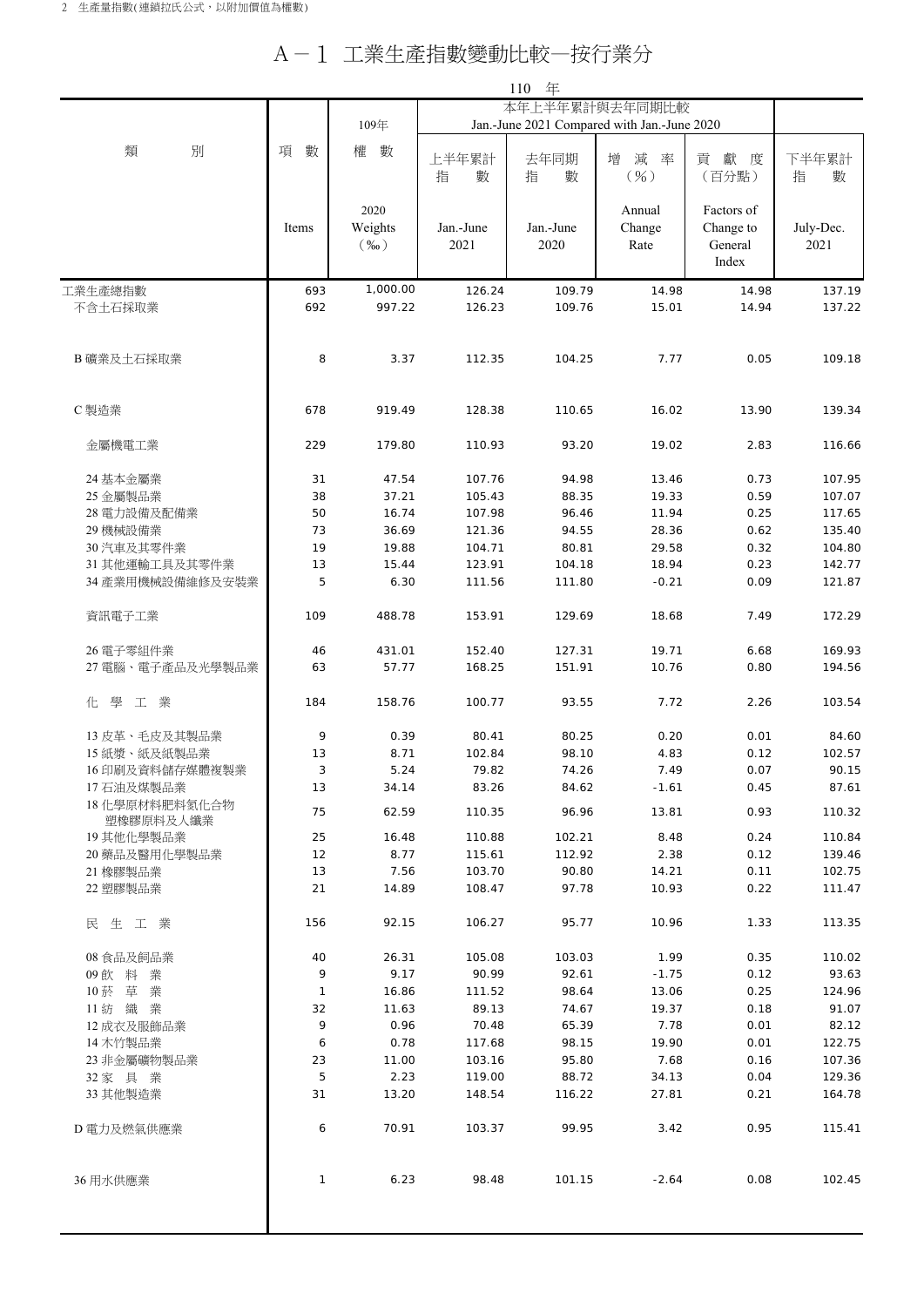2 生產量指數(連鎖拉氏公式，以附加價值為權數)

# A－1 工業生產指數變動比較—按行業分

110 年

| 類別 | 項數 Items | 109年 權數 2020 Weights (‰) | 本年上半年累計與去年同期比較 Jan.-June 2021 Compared with Jan.-June 2020 | | | | 下半年累計指數 July-Dec. 2021 |
|---|---|---|---|---|---|---|---|
| | | | 上半年累計指數 Jan.-June 2021 | 去年同期指數 Jan.-June 2020 | 增減率(%) Annual Change Rate | 貢獻度(百分點) Factors of Change to General Index | |
| 工業生產總指數 | 693 | 1,000.00 | 126.24 | 109.79 | 14.98 | 14.98 | 137.19 |
| 不含土石採取業 | 692 | 997.22 | 126.23 | 109.76 | 15.01 | 14.94 | 137.22 |
| B 礦業及土石採取業 | 8 | 3.37 | 112.35 | 104.25 | 7.77 | 0.05 | 109.18 |
| C 製造業 | 678 | 919.49 | 128.38 | 110.65 | 16.02 | 13.90 | 139.34 |
| 金屬機電工業 | 229 | 179.80 | 110.93 | 93.20 | 19.02 | 2.83 | 116.66 |
| 24 基本金屬業 | 31 | 47.54 | 107.76 | 94.98 | 13.46 | 0.73 | 107.95 |
| 25 金屬製品業 | 38 | 37.21 | 105.43 | 88.35 | 19.33 | 0.59 | 107.07 |
| 28 電力設備及配備業 | 50 | 16.74 | 107.98 | 96.46 | 11.94 | 0.25 | 117.65 |
| 29 機械設備業 | 73 | 36.69 | 121.36 | 94.55 | 28.36 | 0.62 | 135.40 |
| 30 汽車及其零件業 | 19 | 19.88 | 104.71 | 80.81 | 29.58 | 0.32 | 104.80 |
| 31 其他運輸工具及其零件業 | 13 | 15.44 | 123.91 | 104.18 | 18.94 | 0.23 | 142.77 |
| 34 產業用機械設備維修及安裝業 | 5 | 6.30 | 111.56 | 111.80 | -0.21 | 0.09 | 121.87 |
| 資訊電子工業 | 109 | 488.78 | 153.91 | 129.69 | 18.68 | 7.49 | 172.29 |
| 26 電子零組件業 | 46 | 431.01 | 152.40 | 127.31 | 19.71 | 6.68 | 169.93 |
| 27 電腦、電子產品及光學製品業 | 63 | 57.77 | 168.25 | 151.91 | 10.76 | 0.80 | 194.56 |
| 化學工業 | 184 | 158.76 | 100.77 | 93.55 | 7.72 | 2.26 | 103.54 |
| 13 皮革、毛皮及其製品業 | 9 | 0.39 | 80.41 | 80.25 | 0.20 | 0.01 | 84.60 |
| 15 紙漿、紙及紙製品業 | 13 | 8.71 | 102.84 | 98.10 | 4.83 | 0.12 | 102.57 |
| 16 印刷及資料儲存媒體複製業 | 3 | 5.24 | 79.82 | 74.26 | 7.49 | 0.07 | 90.15 |
| 17 石油及煤製品業 | 13 | 34.14 | 83.26 | 84.62 | -1.61 | 0.45 | 87.61 |
| 18 化學原材料肥料氮化合物塑橡膠原料及人纖業 | 75 | 62.59 | 110.35 | 96.96 | 13.81 | 0.93 | 110.32 |
| 19 其他化學製品業 | 25 | 16.48 | 110.88 | 102.21 | 8.48 | 0.24 | 110.84 |
| 20 藥品及醫用化學製品業 | 12 | 8.77 | 115.61 | 112.92 | 2.38 | 0.12 | 139.46 |
| 21 橡膠製品業 | 13 | 7.56 | 103.70 | 90.80 | 14.21 | 0.11 | 102.75 |
| 22 塑膠製品業 | 21 | 14.89 | 108.47 | 97.78 | 10.93 | 0.22 | 111.47 |
| 民生工業 | 156 | 92.15 | 106.27 | 95.77 | 10.96 | 1.33 | 113.35 |
| 08 食品及飼品業 | 40 | 26.31 | 105.08 | 103.03 | 1.99 | 0.35 | 110.02 |
| 09 飲料業 | 9 | 9.17 | 90.99 | 92.61 | -1.75 | 0.12 | 93.63 |
| 10 菸草業 | 1 | 16.86 | 111.52 | 98.64 | 13.06 | 0.25 | 124.96 |
| 11 紡織業 | 32 | 11.63 | 89.13 | 74.67 | 19.37 | 0.18 | 91.07 |
| 12 成衣及服飾品業 | 9 | 0.96 | 70.48 | 65.39 | 7.78 | 0.01 | 82.12 |
| 14 木竹製品業 | 6 | 0.78 | 117.68 | 98.15 | 19.90 | 0.01 | 122.75 |
| 23 非金屬礦物製品業 | 23 | 11.00 | 103.16 | 95.80 | 7.68 | 0.16 | 107.36 |
| 32 家具業 | 5 | 2.23 | 119.00 | 88.72 | 34.13 | 0.04 | 129.36 |
| 33 其他製造業 | 31 | 13.20 | 148.54 | 116.22 | 27.81 | 0.21 | 164.78 |
| D 電力及燃氣供應業 | 6 | 70.91 | 103.37 | 99.95 | 3.42 | 0.95 | 115.41 |
| 36 用水供應業 | 1 | 6.23 | 98.48 | 101.15 | -2.64 | 0.08 | 102.45 |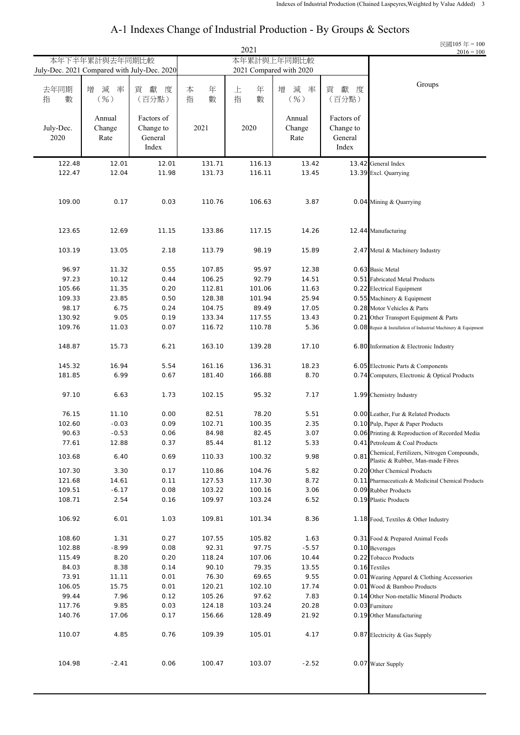# A-1 Indexes Change of Industrial Production - By Groups & Sectors

民國105 年 = 100
2016 = 100

| 2021 | | | | | | | |
|---|---|---|---|---|---|---|---|
| 本年下半年累計與去年同期比較 July-Dec. 2021 Compared with July-Dec. 2020 | | | 本年累計與上年同期比較 2021 Compared with 2020 | | | | Groups |
| 去年同期指數 July-Dec. 2020 | 增減率（%） Annual Change Rate | 貢獻度（百分點） Factors of Change to General Index | 本年指數 2021 | 上年指數 2020 | 增減率（%） Annual Change Rate | 貢獻度（百分點） Factors of Change to General Index | |
| 122.48 | 12.01 | 12.01 | 131.71 | 116.13 | 13.42 | 13.42 | General Index |
| 122.47 | 12.04 | 11.98 | 131.73 | 116.11 | 13.45 | 13.39 | Excl. Quarrying |
| 109.00 | 0.17 | 0.03 | 110.76 | 106.63 | 3.87 | 0.04 | Mining & Quarrying |
| 123.65 | 12.69 | 11.15 | 133.86 | 117.15 | 14.26 | 12.44 | Manufacturing |
| 103.19 | 13.05 | 2.18 | 113.79 | 98.19 | 15.89 | 2.47 | Metal & Machinery Industry |
| 96.97 | 11.32 | 0.55 | 107.85 | 95.97 | 12.38 | 0.63 | Basic Metal |
| 97.23 | 10.12 | 0.44 | 106.25 | 92.79 | 14.51 | 0.51 | Fabricated Metal Products |
| 105.66 | 11.35 | 0.20 | 112.81 | 101.06 | 11.63 | 0.22 | Electrical Equipment |
| 109.33 | 23.85 | 0.50 | 128.38 | 101.94 | 25.94 | 0.55 | Machinery & Equipment |
| 98.17 | 6.75 | 0.24 | 104.75 | 89.49 | 17.05 | 0.28 | Motor Vehicles & Parts |
| 130.92 | 9.05 | 0.19 | 133.34 | 117.55 | 13.43 | 0.21 | Other Transport Equipment & Parts |
| 109.76 | 11.03 | 0.07 | 116.72 | 110.78 | 5.36 | 0.08 | Repair & Installation of Industrial Machinery & Equipment |
| 148.87 | 15.73 | 6.21 | 163.10 | 139.28 | 17.10 | 6.80 | Information & Electronic Industry |
| 145.32 | 16.94 | 5.54 | 161.16 | 136.31 | 18.23 | 6.05 | Electronic Parts & Components |
| 181.85 | 6.99 | 0.67 | 181.40 | 166.88 | 8.70 | 0.74 | Computers, Electronic & Optical Products |
| 97.10 | 6.63 | 1.73 | 102.15 | 95.32 | 7.17 | 1.99 | Chemistry Industry |
| 76.15 | 11.10 | 0.00 | 82.51 | 78.20 | 5.51 | 0.00 | Leather, Fur & Related Products |
| 102.60 | -0.03 | 0.09 | 102.71 | 100.35 | 2.35 | 0.10 | Pulp, Paper & Paper Products |
| 90.63 | -0.53 | 0.06 | 84.98 | 82.45 | 3.07 | 0.06 | Printing & Reproduction of Recorded Media |
| 77.61 | 12.88 | 0.37 | 85.44 | 81.12 | 5.33 | 0.41 | Petroleum & Coal Products |
| 103.68 | 6.40 | 0.69 | 110.33 | 100.32 | 9.98 | 0.81 | Chemical, Fertilizers, Nitrogen Compounds, Plastic & Rubber, Man-made Fibres |
| 107.30 | 3.30 | 0.17 | 110.86 | 104.76 | 5.82 | 0.20 | Other Chemical Products |
| 121.68 | 14.61 | 0.11 | 127.53 | 117.30 | 8.72 | 0.11 | Pharmaceuticals & Medicinal Chemical Products |
| 109.51 | -6.17 | 0.08 | 103.22 | 100.16 | 3.06 | 0.09 | Rubber Products |
| 108.71 | 2.54 | 0.16 | 109.97 | 103.24 | 6.52 | 0.19 | Plastic Products |
| 106.92 | 6.01 | 1.03 | 109.81 | 101.34 | 8.36 | 1.18 | Food, Textiles & Other Industry |
| 108.60 | 1.31 | 0.27 | 107.55 | 105.82 | 1.63 | 0.31 | Food & Prepared Animal Feeds |
| 102.88 | -8.99 | 0.08 | 92.31 | 97.75 | -5.57 | 0.10 | Beverages |
| 115.49 | 8.20 | 0.20 | 118.24 | 107.06 | 10.44 | 0.22 | Tobacco Products |
| 84.03 | 8.38 | 0.14 | 90.10 | 79.35 | 13.55 | 0.16 | Textiles |
| 73.91 | 11.11 | 0.01 | 76.30 | 69.65 | 9.55 | 0.01 | Wearing Apparel & Clothing Accessories |
| 106.05 | 15.75 | 0.01 | 120.21 | 102.10 | 17.74 | 0.01 | Wood & Bamboo Products |
| 99.44 | 7.96 | 0.12 | 105.26 | 97.62 | 7.83 | 0.14 | Other Non-metallic Mineral Products |
| 117.76 | 9.85 | 0.03 | 124.18 | 103.24 | 20.28 | 0.03 | Furniture |
| 140.76 | 17.06 | 0.17 | 156.66 | 128.49 | 21.92 | 0.19 | Other Manufacturing |
| 110.07 | 4.85 | 0.76 | 109.39 | 105.01 | 4.17 | 0.87 | Electricity & Gas Supply |
| 104.98 | -2.41 | 0.06 | 100.47 | 103.07 | -2.52 | 0.07 | Water Supply |